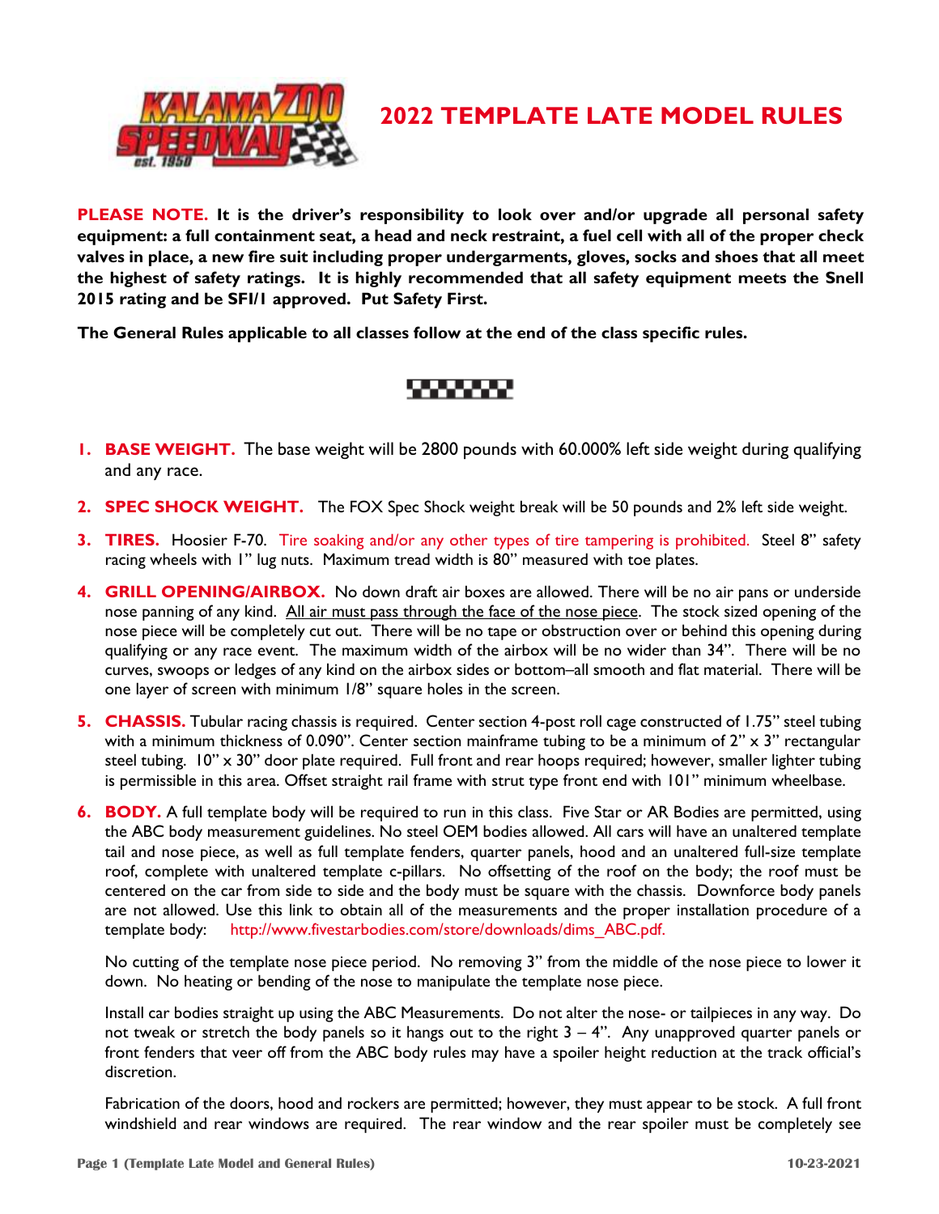# 2022 TEMPLATE LATE MODEL RULES

**PLEASE NOTE. It is the driver's responsibility to look over and/or upgrade all personal safety equipment: a full containment seat, a head and neck restraint, a fuel cell with all of the proper check valves in place, a new fire suit including proper undergarments, gloves, socks and shoes that all meet the highest of safety ratings. It is highly recommended that all safety equipment meets the Snell 2015 rating and be SFI/1 approved. Put Safety First.**

**The General Rules applicable to all classes follow at the end of the class specific rules.**

1. **BASE WEIGHT.** The base weight will be 2800 pounds with 60.000% left side weight during qualifying and any race.

2. **SPEC SHOCK WEIGHT.** The FOX Spec Shock weight break will be 50 pounds and 2% left side weight.

3. **TIRES.** Hoosier F-70. Tire soaking and/or any other types of tire tampering is prohibited. Steel 8" safety racing wheels with 1" lug nuts. Maximum tread width is 80" measured with toe plates.

4. **GRILL OPENING/AIRBOX.** No down draft air boxes are allowed. There will be no air pans or underside nose panning of any kind. All air must pass through the face of the nose piece. The stock sized opening of the nose piece will be completely cut out. There will be no tape or obstruction over or behind this opening during qualifying or any race event. The maximum width of the airbox will be no wider than 34". There will be no curves, swoops or ledges of any kind on the airbox sides or bottom–all smooth and flat material. There will be one layer of screen with minimum 1/8" square holes in the screen.

5. **CHASSIS.** Tubular racing chassis is required. Center section 4-post roll cage constructed of 1.75" steel tubing with a minimum thickness of 0.090". Center section mainframe tubing to be a minimum of 2" x 3" rectangular steel tubing. 10" x 30" door plate required. Full front and rear hoops required; however, smaller lighter tubing is permissible in this area. Offset straight rail frame with strut type front end with 101" minimum wheelbase.

6. **BODY.** A full template body will be required to run in this class. Five Star or AR Bodies are permitted, using the ABC body measurement guidelines. No steel OEM bodies allowed. All cars will have an unaltered template tail and nose piece, as well as full template fenders, quarter panels, hood and an unaltered full-size template roof, complete with unaltered template c-pillars. No offsetting of the roof on the body; the roof must be centered on the car from side to side and the body must be square with the chassis. Downforce body panels are not allowed. Use this link to obtain all of the measurements and the proper installation procedure of a template body: http://www.fivestarbodies.com/store/downloads/dims_ABC.pdf.

   No cutting of the template nose piece period. No removing 3" from the middle of the nose piece to lower it down. No heating or bending of the nose to manipulate the template nose piece.

   Install car bodies straight up using the ABC Measurements. Do not alter the nose- or tailpieces in any way. Do not tweak or stretch the body panels so it hangs out to the right 3 – 4". Any unapproved quarter panels or front fenders that veer off from the ABC body rules may have a spoiler height reduction at the track official's discretion.

   Fabrication of the doors, hood and rockers are permitted; however, they must appear to be stock. A full front windshield and rear windows are required. The rear window and the rear spoiler must be completely see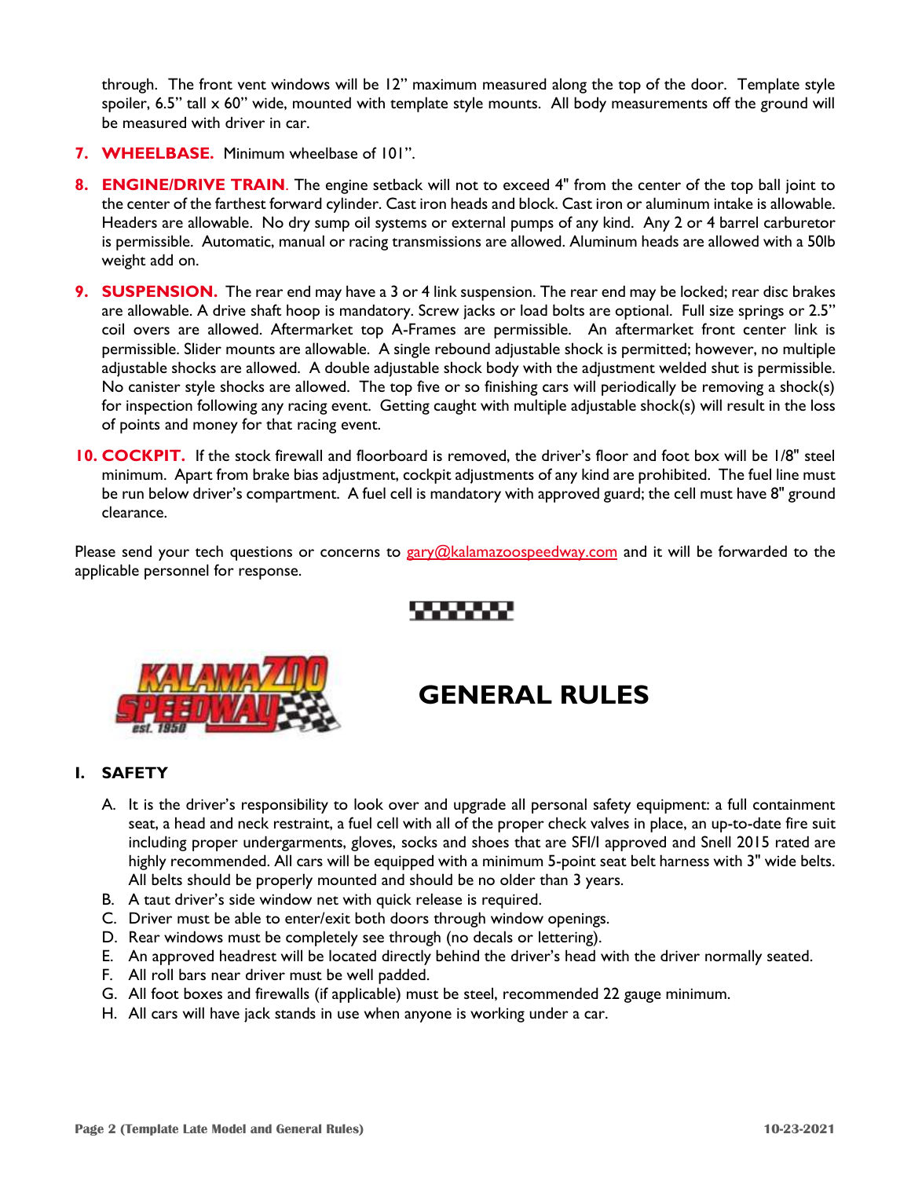through. The front vent windows will be 12" maximum measured along the top of the door. Template style spoiler, 6.5" tall x 60" wide, mounted with template style mounts. All body measurements off the ground will be measured with driver in car.

7. **WHEELBASE.** Minimum wheelbase of 101".

8. **ENGINE/DRIVE TRAIN**. The engine setback will not to exceed 4" from the center of the top ball joint to the center of the farthest forward cylinder. Cast iron heads and block. Cast iron or aluminum intake is allowable. Headers are allowable. No dry sump oil systems or external pumps of any kind. Any 2 or 4 barrel carburetor is permissible. Automatic, manual or racing transmissions are allowed. Aluminum heads are allowed with a 50lb weight add on.

9. **SUSPENSION.** The rear end may have a 3 or 4 link suspension. The rear end may be locked; rear disc brakes are allowable. A drive shaft hoop is mandatory. Screw jacks or load bolts are optional. Full size springs or 2.5" coil overs are allowed. Aftermarket top A-Frames are permissible. An aftermarket front center link is permissible. Slider mounts are allowable. A single rebound adjustable shock is permitted; however, no multiple adjustable shocks are allowed. A double adjustable shock body with the adjustment welded shut is permissible. No canister style shocks are allowed. The top five or so finishing cars will periodically be removing a shock(s) for inspection following any racing event. Getting caught with multiple adjustable shock(s) will result in the loss of points and money for that racing event.

10. **COCKPIT.** If the stock firewall and floorboard is removed, the driver's floor and foot box will be 1/8" steel minimum. Apart from brake bias adjustment, cockpit adjustments of any kind are prohibited. The fuel line must be run below driver's compartment. A fuel cell is mandatory with approved guard; the cell must have 8" ground clearance.

Please send your tech questions or concerns to gary@kalamazoospeedway.com and it will be forwarded to the applicable personnel for response.

# GENERAL RULES

## I. SAFETY

A. It is the driver's responsibility to look over and upgrade all personal safety equipment: a full containment seat, a head and neck restraint, a fuel cell with all of the proper check valves in place, an up-to-date fire suit including proper undergarments, gloves, socks and shoes that are SFI/I approved and Snell 2015 rated are highly recommended. All cars will be equipped with a minimum 5-point seat belt harness with 3" wide belts. All belts should be properly mounted and should be no older than 3 years.
B. A taut driver's side window net with quick release is required.
C. Driver must be able to enter/exit both doors through window openings.
D. Rear windows must be completely see through (no decals or lettering).
E. An approved headrest will be located directly behind the driver's head with the driver normally seated.
F. All roll bars near driver must be well padded.
G. All foot boxes and firewalls (if applicable) must be steel, recommended 22 gauge minimum.
H. All cars will have jack stands in use when anyone is working under a car.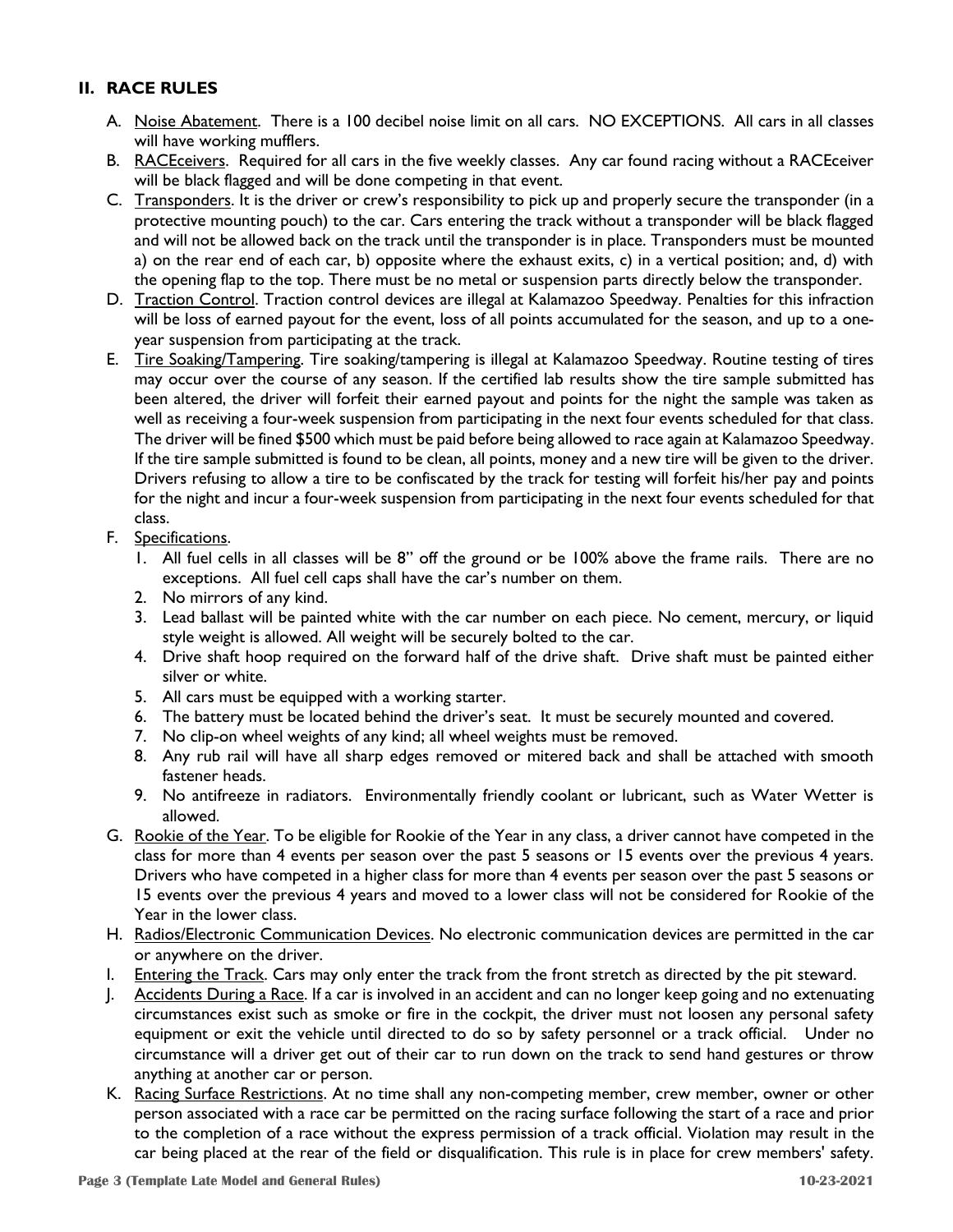## II. RACE RULES

A. Noise Abatement. There is a 100 decibel noise limit on all cars. NO EXCEPTIONS. All cars in all classes will have working mufflers.

B. RACEceivers. Required for all cars in the five weekly classes. Any car found racing without a RACEceiver will be black flagged and will be done competing in that event.

C. Transponders. It is the driver or crew's responsibility to pick up and properly secure the transponder (in a protective mounting pouch) to the car. Cars entering the track without a transponder will be black flagged and will not be allowed back on the track until the transponder is in place. Transponders must be mounted a) on the rear end of each car, b) opposite where the exhaust exits, c) in a vertical position; and, d) with the opening flap to the top. There must be no metal or suspension parts directly below the transponder.

D. Traction Control. Traction control devices are illegal at Kalamazoo Speedway. Penalties for this infraction will be loss of earned payout for the event, loss of all points accumulated for the season, and up to a one-year suspension from participating at the track.

E. Tire Soaking/Tampering. Tire soaking/tampering is illegal at Kalamazoo Speedway. Routine testing of tires may occur over the course of any season. If the certified lab results show the tire sample submitted has been altered, the driver will forfeit their earned payout and points for the night the sample was taken as well as receiving a four-week suspension from participating in the next four events scheduled for that class. The driver will be fined $500 which must be paid before being allowed to race again at Kalamazoo Speedway. If the tire sample submitted is found to be clean, all points, money and a new tire will be given to the driver. Drivers refusing to allow a tire to be confiscated by the track for testing will forfeit his/her pay and points for the night and incur a four-week suspension from participating in the next four events scheduled for that class.

F. Specifications.
   1. All fuel cells in all classes will be 8" off the ground or be 100% above the frame rails. There are no exceptions. All fuel cell caps shall have the car's number on them.
   2. No mirrors of any kind.
   3. Lead ballast will be painted white with the car number on each piece. No cement, mercury, or liquid style weight is allowed. All weight will be securely bolted to the car.
   4. Drive shaft hoop required on the forward half of the drive shaft. Drive shaft must be painted either silver or white.
   5. All cars must be equipped with a working starter.
   6. The battery must be located behind the driver's seat. It must be securely mounted and covered.
   7. No clip-on wheel weights of any kind; all wheel weights must be removed.
   8. Any rub rail will have all sharp edges removed or mitered back and shall be attached with smooth fastener heads.
   9. No antifreeze in radiators. Environmentally friendly coolant or lubricant, such as Water Wetter is allowed.

G. Rookie of the Year. To be eligible for Rookie of the Year in any class, a driver cannot have competed in the class for more than 4 events per season over the past 5 seasons or 15 events over the previous 4 years. Drivers who have competed in a higher class for more than 4 events per season over the past 5 seasons or 15 events over the previous 4 years and moved to a lower class will not be considered for Rookie of the Year in the lower class.

H. Radios/Electronic Communication Devices. No electronic communication devices are permitted in the car or anywhere on the driver.

I. Entering the Track. Cars may only enter the track from the front stretch as directed by the pit steward.

J. Accidents During a Race. If a car is involved in an accident and can no longer keep going and no extenuating circumstances exist such as smoke or fire in the cockpit, the driver must not loosen any personal safety equipment or exit the vehicle until directed to do so by safety personnel or a track official. Under no circumstance will a driver get out of their car to run down on the track to send hand gestures or throw anything at another car or person.

K. Racing Surface Restrictions. At no time shall any non-competing member, crew member, owner or other person associated with a race car be permitted on the racing surface following the start of a race and prior to the completion of a race without the express permission of a track official. Violation may result in the car being placed at the rear of the field or disqualification. This rule is in place for crew members' safety.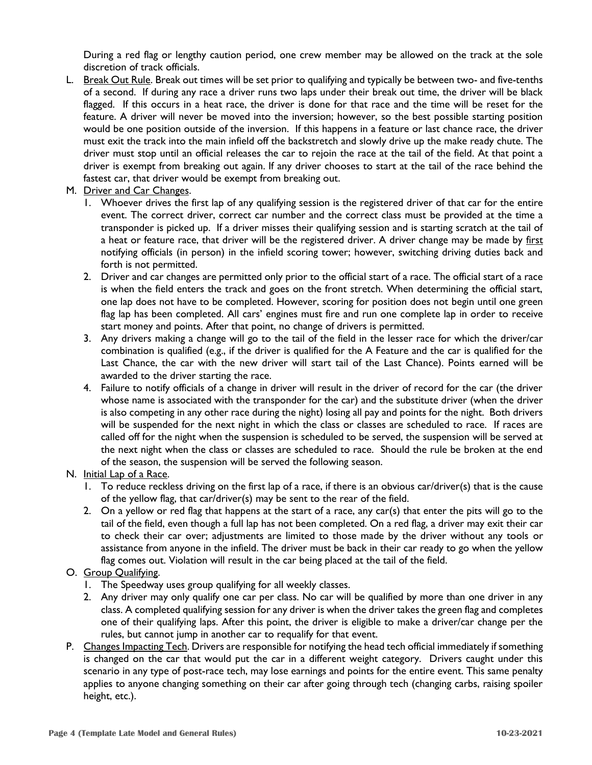During a red flag or lengthy caution period, one crew member may be allowed on the track at the sole discretion of track officials.

L. <u>Break Out Rule</u>. Break out times will be set prior to qualifying and typically be between two- and five-tenths of a second. If during any race a driver runs two laps under their break out time, the driver will be black flagged. If this occurs in a heat race, the driver is done for that race and the time will be reset for the feature. A driver will never be moved into the inversion; however, so the best possible starting position would be one position outside of the inversion. If this happens in a feature or last chance race, the driver must exit the track into the main infield off the backstretch and slowly drive up the make ready chute. The driver must stop until an official releases the car to rejoin the race at the tail of the field. At that point a driver is exempt from breaking out again. If any driver chooses to start at the tail of the race behind the fastest car, that driver would be exempt from breaking out.

M. <u>Driver and Car Changes</u>.
   1. Whoever drives the first lap of any qualifying session is the registered driver of that car for the entire event. The correct driver, correct car number and the correct class must be provided at the time a transponder is picked up. If a driver misses their qualifying session and is starting scratch at the tail of a heat or feature race, that driver will be the registered driver. A driver change may be made by <u>first</u> notifying officials (in person) in the infield scoring tower; however, switching driving duties back and forth is not permitted.
   2. Driver and car changes are permitted only prior to the official start of a race. The official start of a race is when the field enters the track and goes on the front stretch. When determining the official start, one lap does not have to be completed. However, scoring for position does not begin until one green flag lap has been completed. All cars' engines must fire and run one complete lap in order to receive start money and points. After that point, no change of drivers is permitted.
   3. Any drivers making a change will go to the tail of the field in the lesser race for which the driver/car combination is qualified (e.g., if the driver is qualified for the A Feature and the car is qualified for the Last Chance, the car with the new driver will start tail of the Last Chance). Points earned will be awarded to the driver starting the race.
   4. Failure to notify officials of a change in driver will result in the driver of record for the car (the driver whose name is associated with the transponder for the car) and the substitute driver (when the driver is also competing in any other race during the night) losing all pay and points for the night. Both drivers will be suspended for the next night in which the class or classes are scheduled to race. If races are called off for the night when the suspension is scheduled to be served, the suspension will be served at the next night when the class or classes are scheduled to race. Should the rule be broken at the end of the season, the suspension will be served the following season.

N. <u>Initial Lap of a Race</u>.
   1. To reduce reckless driving on the first lap of a race, if there is an obvious car/driver(s) that is the cause of the yellow flag, that car/driver(s) may be sent to the rear of the field.
   2. On a yellow or red flag that happens at the start of a race, any car(s) that enter the pits will go to the tail of the field, even though a full lap has not been completed. On a red flag, a driver may exit their car to check their car over; adjustments are limited to those made by the driver without any tools or assistance from anyone in the infield. The driver must be back in their car ready to go when the yellow flag comes out. Violation will result in the car being placed at the tail of the field.

O. <u>Group Qualifying</u>.
   1. The Speedway uses group qualifying for all weekly classes.
   2. Any driver may only qualify one car per class. No car will be qualified by more than one driver in any class. A completed qualifying session for any driver is when the driver takes the green flag and completes one of their qualifying laps. After this point, the driver is eligible to make a driver/car change per the rules, but cannot jump in another car to requalify for that event.

P. <u>Changes Impacting Tech</u>. Drivers are responsible for notifying the head tech official immediately if something is changed on the car that would put the car in a different weight category. Drivers caught under this scenario in any type of post-race tech, may lose earnings and points for the entire event. This same penalty applies to anyone changing something on their car after going through tech (changing carbs, raising spoiler height, etc.).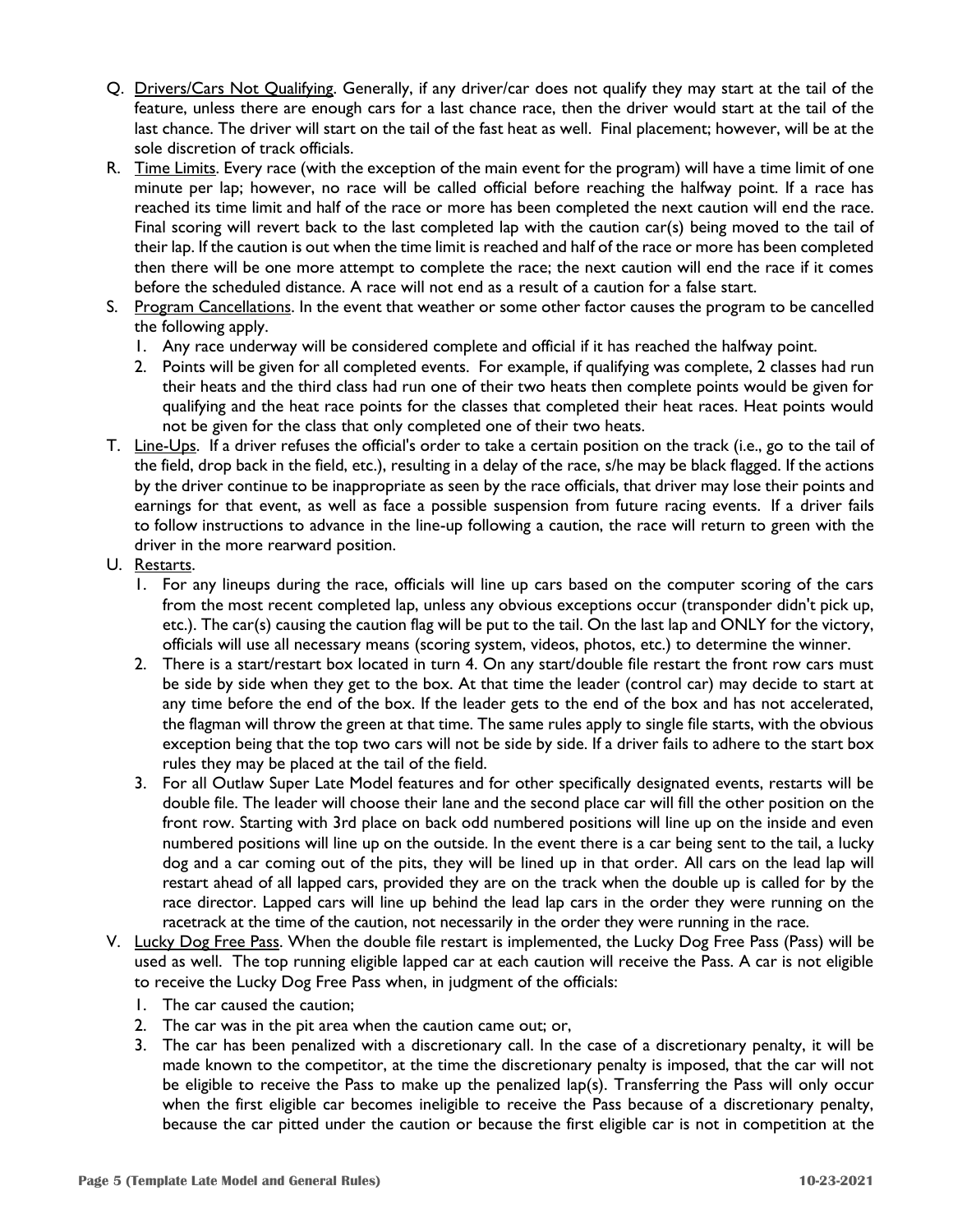Q. Drivers/Cars Not Qualifying. Generally, if any driver/car does not qualify they may start at the tail of the feature, unless there are enough cars for a last chance race, then the driver would start at the tail of the last chance. The driver will start on the tail of the fast heat as well. Final placement; however, will be at the sole discretion of track officials.

R. Time Limits. Every race (with the exception of the main event for the program) will have a time limit of one minute per lap; however, no race will be called official before reaching the halfway point. If a race has reached its time limit and half of the race or more has been completed the next caution will end the race. Final scoring will revert back to the last completed lap with the caution car(s) being moved to the tail of their lap. If the caution is out when the time limit is reached and half of the race or more has been completed then there will be one more attempt to complete the race; the next caution will end the race if it comes before the scheduled distance. A race will not end as a result of a caution for a false start.

S. Program Cancellations. In the event that weather or some other factor causes the program to be cancelled the following apply.
   1. Any race underway will be considered complete and official if it has reached the halfway point.
   2. Points will be given for all completed events. For example, if qualifying was complete, 2 classes had run their heats and the third class had run one of their two heats then complete points would be given for qualifying and the heat race points for the classes that completed their heat races. Heat points would not be given for the class that only completed one of their two heats.

T. Line-Ups. If a driver refuses the official's order to take a certain position on the track (i.e., go to the tail of the field, drop back in the field, etc.), resulting in a delay of the race, s/he may be black flagged. If the actions by the driver continue to be inappropriate as seen by the race officials, that driver may lose their points and earnings for that event, as well as face a possible suspension from future racing events. If a driver fails to follow instructions to advance in the line-up following a caution, the race will return to green with the driver in the more rearward position.

U. Restarts.
   1. For any lineups during the race, officials will line up cars based on the computer scoring of the cars from the most recent completed lap, unless any obvious exceptions occur (transponder didn't pick up, etc.). The car(s) causing the caution flag will be put to the tail. On the last lap and ONLY for the victory, officials will use all necessary means (scoring system, videos, photos, etc.) to determine the winner.
   2. There is a start/restart box located in turn 4. On any start/double file restart the front row cars must be side by side when they get to the box. At that time the leader (control car) may decide to start at any time before the end of the box. If the leader gets to the end of the box and has not accelerated, the flagman will throw the green at that time. The same rules apply to single file starts, with the obvious exception being that the top two cars will not be side by side. If a driver fails to adhere to the start box rules they may be placed at the tail of the field.
   3. For all Outlaw Super Late Model features and for other specifically designated events, restarts will be double file. The leader will choose their lane and the second place car will fill the other position on the front row. Starting with 3rd place on back odd numbered positions will line up on the inside and even numbered positions will line up on the outside. In the event there is a car being sent to the tail, a lucky dog and a car coming out of the pits, they will be lined up in that order. All cars on the lead lap will restart ahead of all lapped cars, provided they are on the track when the double up is called for by the race director. Lapped cars will line up behind the lead lap cars in the order they were running on the racetrack at the time of the caution, not necessarily in the order they were running in the race.

V. Lucky Dog Free Pass. When the double file restart is implemented, the Lucky Dog Free Pass (Pass) will be used as well. The top running eligible lapped car at each caution will receive the Pass. A car is not eligible to receive the Lucky Dog Free Pass when, in judgment of the officials:
   1. The car caused the caution;
   2. The car was in the pit area when the caution came out; or,
   3. The car has been penalized with a discretionary call. In the case of a discretionary penalty, it will be made known to the competitor, at the time the discretionary penalty is imposed, that the car will not be eligible to receive the Pass to make up the penalized lap(s). Transferring the Pass will only occur when the first eligible car becomes ineligible to receive the Pass because of a discretionary penalty, because the car pitted under the caution or because the first eligible car is not in competition at the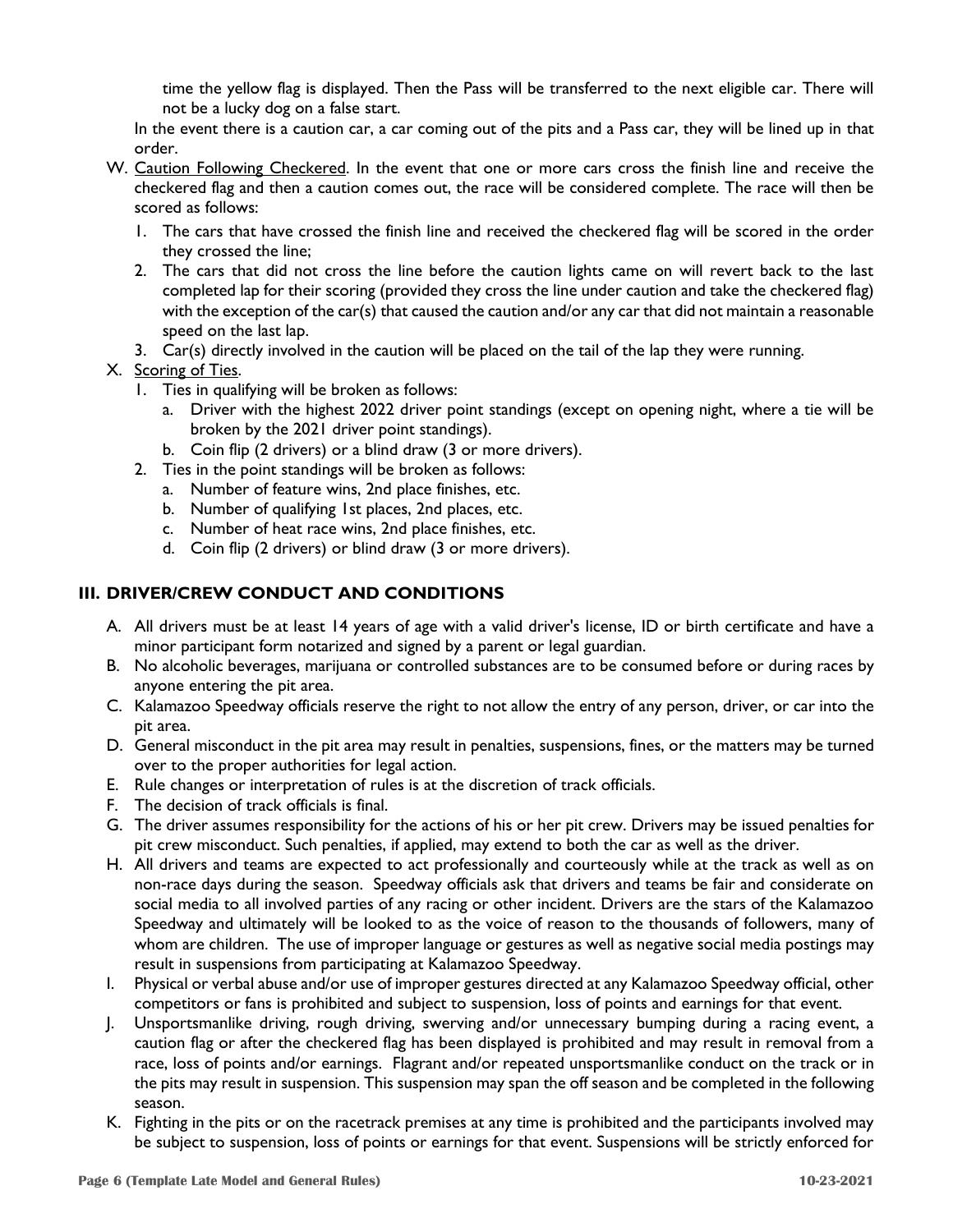time the yellow flag is displayed. Then the Pass will be transferred to the next eligible car. There will not be a lucky dog on a false start.

In the event there is a caution car, a car coming out of the pits and a Pass car, they will be lined up in that order.

W. Caution Following Checkered. In the event that one or more cars cross the finish line and receive the checkered flag and then a caution comes out, the race will be considered complete. The race will then be scored as follows:
   1. The cars that have crossed the finish line and received the checkered flag will be scored in the order they crossed the line;
   2. The cars that did not cross the line before the caution lights came on will revert back to the last completed lap for their scoring (provided they cross the line under caution and take the checkered flag) with the exception of the car(s) that caused the caution and/or any car that did not maintain a reasonable speed on the last lap.
   3. Car(s) directly involved in the caution will be placed on the tail of the lap they were running.

X. Scoring of Ties.
   1. Ties in qualifying will be broken as follows:
      a. Driver with the highest 2022 driver point standings (except on opening night, where a tie will be broken by the 2021 driver point standings).
      b. Coin flip (2 drivers) or a blind draw (3 or more drivers).
   2. Ties in the point standings will be broken as follows:
      a. Number of feature wins, 2nd place finishes, etc.
      b. Number of qualifying 1st places, 2nd places, etc.
      c. Number of heat race wins, 2nd place finishes, etc.
      d. Coin flip (2 drivers) or blind draw (3 or more drivers).

## III. DRIVER/CREW CONDUCT AND CONDITIONS

A. All drivers must be at least 14 years of age with a valid driver's license, ID or birth certificate and have a minor participant form notarized and signed by a parent or legal guardian.

B. No alcoholic beverages, marijuana or controlled substances are to be consumed before or during races by anyone entering the pit area.

C. Kalamazoo Speedway officials reserve the right to not allow the entry of any person, driver, or car into the pit area.

D. General misconduct in the pit area may result in penalties, suspensions, fines, or the matters may be turned over to the proper authorities for legal action.

E. Rule changes or interpretation of rules is at the discretion of track officials.

F. The decision of track officials is final.

G. The driver assumes responsibility for the actions of his or her pit crew. Drivers may be issued penalties for pit crew misconduct. Such penalties, if applied, may extend to both the car as well as the driver.

H. All drivers and teams are expected to act professionally and courteously while at the track as well as on non-race days during the season. Speedway officials ask that drivers and teams be fair and considerate on social media to all involved parties of any racing or other incident. Drivers are the stars of the Kalamazoo Speedway and ultimately will be looked to as the voice of reason to the thousands of followers, many of whom are children. The use of improper language or gestures as well as negative social media postings may result in suspensions from participating at Kalamazoo Speedway.

I. Physical or verbal abuse and/or use of improper gestures directed at any Kalamazoo Speedway official, other competitors or fans is prohibited and subject to suspension, loss of points and earnings for that event.

J. Unsportsmanlike driving, rough driving, swerving and/or unnecessary bumping during a racing event, a caution flag or after the checkered flag has been displayed is prohibited and may result in removal from a race, loss of points and/or earnings. Flagrant and/or repeated unsportsmanlike conduct on the track or in the pits may result in suspension. This suspension may span the off season and be completed in the following season.

K. Fighting in the pits or on the racetrack premises at any time is prohibited and the participants involved may be subject to suspension, loss of points or earnings for that event. Suspensions will be strictly enforced for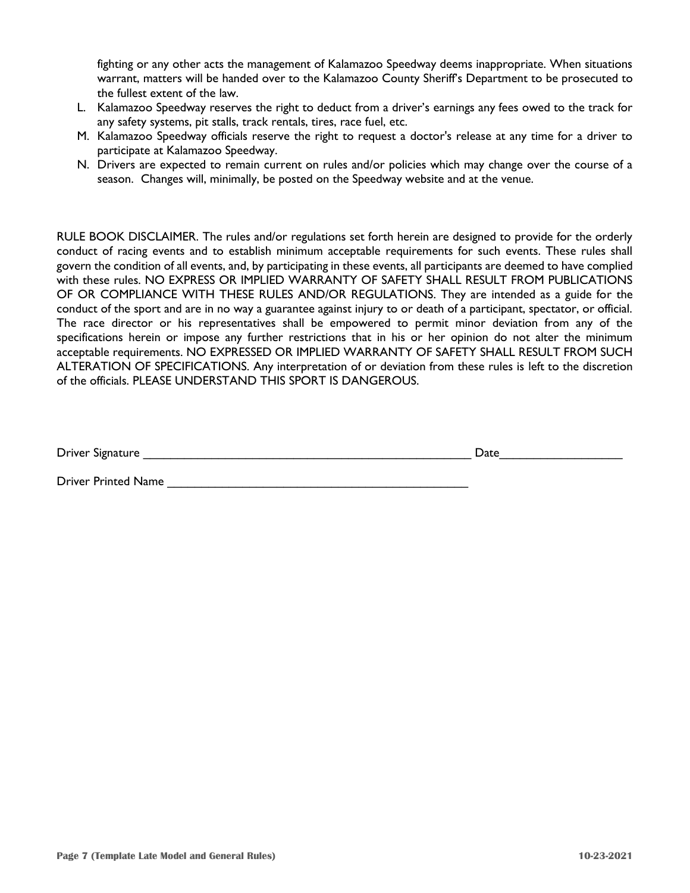fighting or any other acts the management of Kalamazoo Speedway deems inappropriate. When situations warrant, matters will be handed over to the Kalamazoo County Sheriff's Department to be prosecuted to the fullest extent of the law.

L. Kalamazoo Speedway reserves the right to deduct from a driver's earnings any fees owed to the track for any safety systems, pit stalls, track rentals, tires, race fuel, etc.
M. Kalamazoo Speedway officials reserve the right to request a doctor's release at any time for a driver to participate at Kalamazoo Speedway.
N. Drivers are expected to remain current on rules and/or policies which may change over the course of a season. Changes will, minimally, be posted on the Speedway website and at the venue.

RULE BOOK DISCLAIMER. The rules and/or regulations set forth herein are designed to provide for the orderly conduct of racing events and to establish minimum acceptable requirements for such events. These rules shall govern the condition of all events, and, by participating in these events, all participants are deemed to have complied with these rules. NO EXPRESS OR IMPLIED WARRANTY OF SAFETY SHALL RESULT FROM PUBLICATIONS OF OR COMPLIANCE WITH THESE RULES AND/OR REGULATIONS. They are intended as a guide for the conduct of the sport and are in no way a guarantee against injury to or death of a participant, spectator, or official. The race director or his representatives shall be empowered to permit minor deviation from any of the specifications herein or impose any further restrictions that in his or her opinion do not alter the minimum acceptable requirements. NO EXPRESSED OR IMPLIED WARRANTY OF SAFETY SHALL RESULT FROM SUCH ALTERATION OF SPECIFICATIONS. Any interpretation of or deviation from these rules is left to the discretion of the officials. PLEASE UNDERSTAND THIS SPORT IS DANGEROUS.

Driver Signature ____________________________________________________ Date__________________

Driver Printed Name ______________________________________________